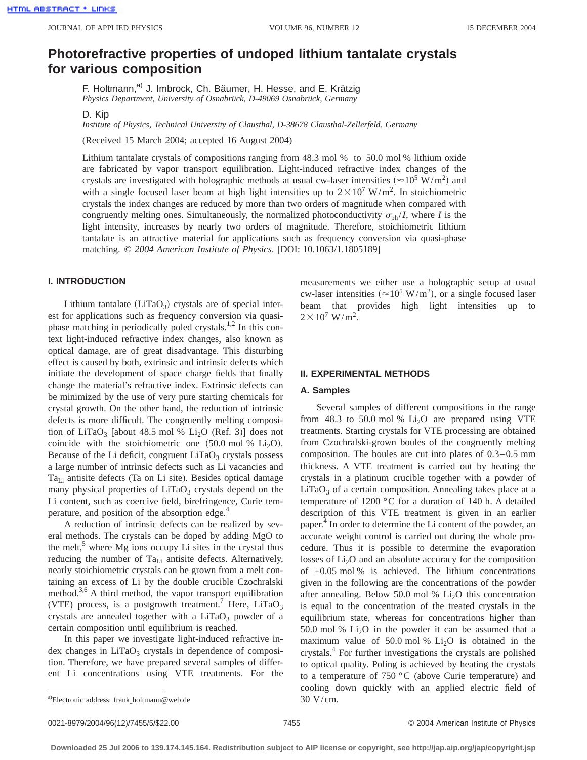# Photorefractive properties of undoped lithium tantalate crystals for various composition

F. Holtmann,[a] J. Imbrock, Ch. Bäumer, H. Hesse, and E. Krätzig
*Physics Department, University of Osnabrück, D-49069 Osnabrück, Germany*

D. Kip
*Institute of Physics, Technical University of Clausthal, D-38678 Clausthal-Zellerfeld, Germany*

(Received 15 March 2004; accepted 16 August 2004)

Lithium tantalate crystals of compositions ranging from 48.3 mol % to 50.0 mol % lithium oxide are fabricated by vapor transport equilibration. Light-induced refractive index changes of the crystals are investigated with holographic methods at usual cw-laser intensities ($\approx 10^5$ W/m$^2$) and with a single focused laser beam at high light intensities up to $2\times10^7$ W/m$^2$. In stoichiometric crystals the index changes are reduced by more than two orders of magnitude when compared with congruently melting ones. Simultaneously, the normalized photoconductivity $\sigma_{ph}/I$, where $I$ is the light intensity, increases by nearly two orders of magnitude. Therefore, stoichiometric lithium tantalate is an attractive material for applications such as frequency conversion via quasi-phase matching. © *2004 American Institute of Physics*. [DOI: 10.1063/1.1805189]

## I. INTRODUCTION

Lithium tantalate ($LiTaO_3$) crystals are of special interest for applications such as frequency conversion via quasi-phase matching in periodically poled crystals.[1,2] In this context light-induced refractive index changes, also known as optical damage, are of great disadvantage. This disturbing effect is caused by both, extrinsic and intrinsic defects which initiate the development of space charge fields that finally change the material's refractive index. Extrinsic defects can be minimized by the use of very pure starting chemicals for crystal growth. On the other hand, the reduction of intrinsic defects is more difficult. The congruently melting composition of $LiTaO_3$ [about 48.5 mol % $Li_2O$ (Ref. 3)] does not coincide with the stoichiometric one (50.0 mol % $Li_2O$). Because of the Li deficit, congruent $LiTaO_3$ crystals possess a large number of intrinsic defects such as Li vacancies and $Ta_{Li}$ antisite defects (Ta on Li site). Besides optical damage many physical properties of $LiTaO_3$ crystals depend on the Li content, such as coercive field, birefringence, Curie temperature, and position of the absorption edge.[4]

A reduction of intrinsic defects can be realized by several methods. The crystals can be doped by adding MgO to the melt,[5] where Mg ions occupy Li sites in the crystal thus reducing the number of $Ta_{Li}$ antisite defects. Alternatively, nearly stoichiometric crystals can be grown from a melt containing an excess of Li by the double crucible Czochralski method.[3,6] A third method, the vapor transport equilibration (VTE) process, is a postgrowth treatment.[7] Here, $LiTaO_3$ crystals are annealed together with a $LiTaO_3$ powder of a certain composition until equilibrium is reached.

In this paper we investigate light-induced refractive index changes in $LiTaO_3$ crystals in dependence of composition. Therefore, we have prepared several samples of different Li concentrations using VTE treatments. For the measurements we either use a holographic setup at usual cw-laser intensities ($\approx 10^5$ W/m$^2$), or a single focused laser beam that provides high light intensities up to $2\times10^7$ W/m$^2$.

## II. EXPERIMENTAL METHODS

### A. Samples

Several samples of different compositions in the range from 48.3 to 50.0 mol % $Li_2O$ are prepared using VTE treatments. Starting crystals for VTE processing are obtained from Czochralski-grown boules of the congruently melting composition. The boules are cut into plates of 0.3–0.5 mm thickness. A VTE treatment is carried out by heating the crystals in a platinum crucible together with a powder of $LiTaO_3$ of a certain composition. Annealing takes place at a temperature of 1200 °C for a duration of 140 h. A detailed description of this VTE treatment is given in an earlier paper.[4] In order to determine the Li content of the powder, an accurate weight control is carried out during the whole procedure. Thus it is possible to determine the evaporation losses of $Li_2O$ and an absolute accuracy for the composition of ±0.05 mol % is achieved. The lithium concentrations given in the following are the concentrations of the powder after annealing. Below 50.0 mol % $Li_2O$ this concentration is equal to the concentration of the treated crystals in the equilibrium state, whereas for concentrations higher than 50.0 mol % $Li_2O$ in the powder it can be assumed that a maximum value of 50.0 mol % $Li_2O$ is obtained in the crystals.[4] For further investigations the crystals are polished to optical quality. Poling is achieved by heating the crystals to a temperature of 750 °C (above Curie temperature) and cooling down quickly with an applied electric field of 30 V/cm.

[a] Electronic address: frank_holtmann@web.de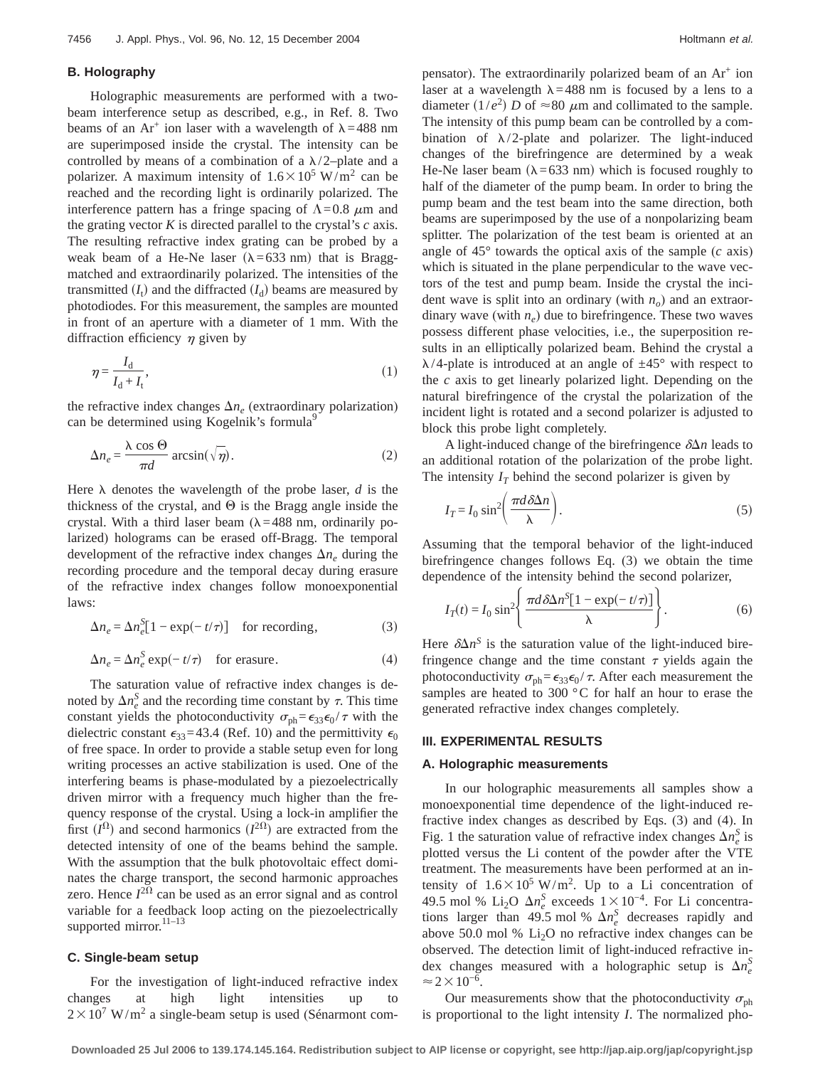## B. Holography

Holographic measurements are performed with a two-beam interference setup as described, e.g., in Ref. 8. Two beams of an $Ar^+$ ion laser with a wavelength of $\lambda = 488$ nm are superimposed inside the crystal. The intensity can be controlled by means of a combination of a $\lambda/2$–plate and a polarizer. A maximum intensity of $1.6 \times 10^5$ W/m$^2$ can be reached and the recording light is ordinarily polarized. The interference pattern has a fringe spacing of $\Lambda = 0.8$ $\mu$m and the grating vector $K$ is directed parallel to the crystal's $c$ axis. The resulting refractive index grating can be probed by a weak beam of a He-Ne laser ($\lambda = 633$ nm) that is Bragg-matched and extraordinarily polarized. The intensities of the transmitted ($I_t$) and the diffracted ($I_d$) beams are measured by photodiodes. For this measurement, the samples are mounted in front of an aperture with a diameter of 1 mm. With the diffraction efficiency $\eta$ given by

$$\eta = \frac{I_d}{I_d + I_t}, \tag{1}$$

the refractive index changes $\Delta n_e$ (extraordinary polarization) can be determined using Kogelnik's formula[9]

$$\Delta n_e = \frac{\lambda \cos \Theta}{\pi d} \arcsin(\sqrt{\eta}). \tag{2}$$

Here $\lambda$ denotes the wavelength of the probe laser, $d$ is the thickness of the crystal, and $\Theta$ is the Bragg angle inside the crystal. With a third laser beam ($\lambda = 488$ nm, ordinarily polarized) holograms can be erased off-Bragg. The temporal development of the refractive index changes $\Delta n_e$ during the recording procedure and the temporal decay during erasure of the refractive index changes follow monoexponential laws:

$$\Delta n_e = \Delta n_e^S[1 - \exp(-t/\tau)] \quad \text{for recording}, \tag{3}$$

$$\Delta n_e = \Delta n_e^S \exp(-t/\tau) \quad \text{for erasure}. \tag{4}$$

The saturation value of refractive index changes is denoted by $\Delta n_e^S$ and the recording time constant by $\tau$. This time constant yields the photoconductivity $\sigma_{ph} = \epsilon_{33}\epsilon_0/\tau$ with the dielectric constant $\epsilon_{33} = 43.4$ (Ref. 10) and the permittivity $\epsilon_0$ of free space. In order to provide a stable setup even for long writing processes an active stabilization is used. One of the interfering beams is phase-modulated by a piezoelectrically driven mirror with a frequency much higher than the frequency response of the crystal. Using a lock-in amplifier the first ($I^{\Omega}$) and second harmonics ($I^{2\Omega}$) are extracted from the detected intensity of one of the beams behind the sample. With the assumption that the bulk photovoltaic effect dominates the charge transport, the second harmonic approaches zero. Hence $I^{2\Omega}$ can be used as an error signal and as control variable for a feedback loop acting on the piezoelectrically supported mirror.[11–13]

## C. Single-beam setup

For the investigation of light-induced refractive index changes at high light intensities up to $2 \times 10^7$ W/m$^2$ a single-beam setup is used (Sénarmont compensator). The extraordinarily polarized beam of an $Ar^+$ ion laser at a wavelength $\lambda = 488$ nm is focused by a lens to a diameter $(1/e^2)$ $D$ of $\approx 80$ $\mu$m and collimated to the sample. The intensity of this pump beam can be controlled by a combination of $\lambda/2$-plate and polarizer. The light-induced changes of the birefringence are determined by a weak He-Ne laser beam ($\lambda = 633$ nm) which is focused roughly to half of the diameter of the pump beam. In order to bring the pump beam and the test beam into the same direction, both beams are superimposed by the use of a nonpolarizing beam splitter. The polarization of the test beam is oriented at an angle of 45° towards the optical axis of the sample ($c$ axis) which is situated in the plane perpendicular to the wave vectors of the test and pump beam. Inside the crystal the incident wave is split into an ordinary (with $n_o$) and an extraordinary wave (with $n_e$) due to birefringence. These two waves possess different phase velocities, i.e., the superposition results in an elliptically polarized beam. Behind the crystal a $\lambda/4$-plate is introduced at an angle of $\pm 45°$ with respect to the $c$ axis to get linearly polarized light. Depending on the natural birefringence of the crystal the polarization of the incident light is rotated and a second polarizer is adjusted to block this probe light completely.

A light-induced change of the birefringence $\delta\Delta n$ leads to an additional rotation of the polarization of the probe light. The intensity $I_T$ behind the second polarizer is given by

$$I_T = I_0 \sin^2\left(\frac{\pi d \delta\Delta n}{\lambda}\right). \tag{5}$$

Assuming that the temporal behavior of the light-induced birefringence changes follows Eq. (3) we obtain the time dependence of the intensity behind the second polarizer,

$$I_T(t) = I_0 \sin^2\left\{\frac{\pi d \delta\Delta n^S[1 - \exp(-t/\tau)]}{\lambda}\right\}. \tag{6}$$

Here $\delta\Delta n^S$ is the saturation value of the light-induced birefringence change and the time constant $\tau$ yields again the photoconductivity $\sigma_{ph} = \epsilon_{33}\epsilon_0/\tau$. After each measurement the samples are heated to 300 °C for half an hour to erase the generated refractive index changes completely.

# III. EXPERIMENTAL RESULTS

## A. Holographic measurements

In our holographic measurements all samples show a monoexponential time dependence of the light-induced refractive index changes as described by Eqs. (3) and (4). In Fig. 1 the saturation value of refractive index changes $\Delta n_e^S$ is plotted versus the Li content of the powder after the VTE treatment. The measurements have been performed at an intensity of $1.6 \times 10^5$ W/m$^2$. Up to a Li concentration of 49.5 mol % $Li_2O$ $\Delta n_e^S$ exceeds $1 \times 10^{-4}$. For Li concentrations larger than 49.5 mol % $\Delta n_e^S$ decreases rapidly and above 50.0 mol % $Li_2O$ no refractive index changes can be observed. The detection limit of light-induced refractive index changes measured with a holographic setup is $\Delta n_e^S \approx 2 \times 10^{-6}$.

Our measurements show that the photoconductivity $\sigma_{ph}$ is proportional to the light intensity $I$. The normalized pho-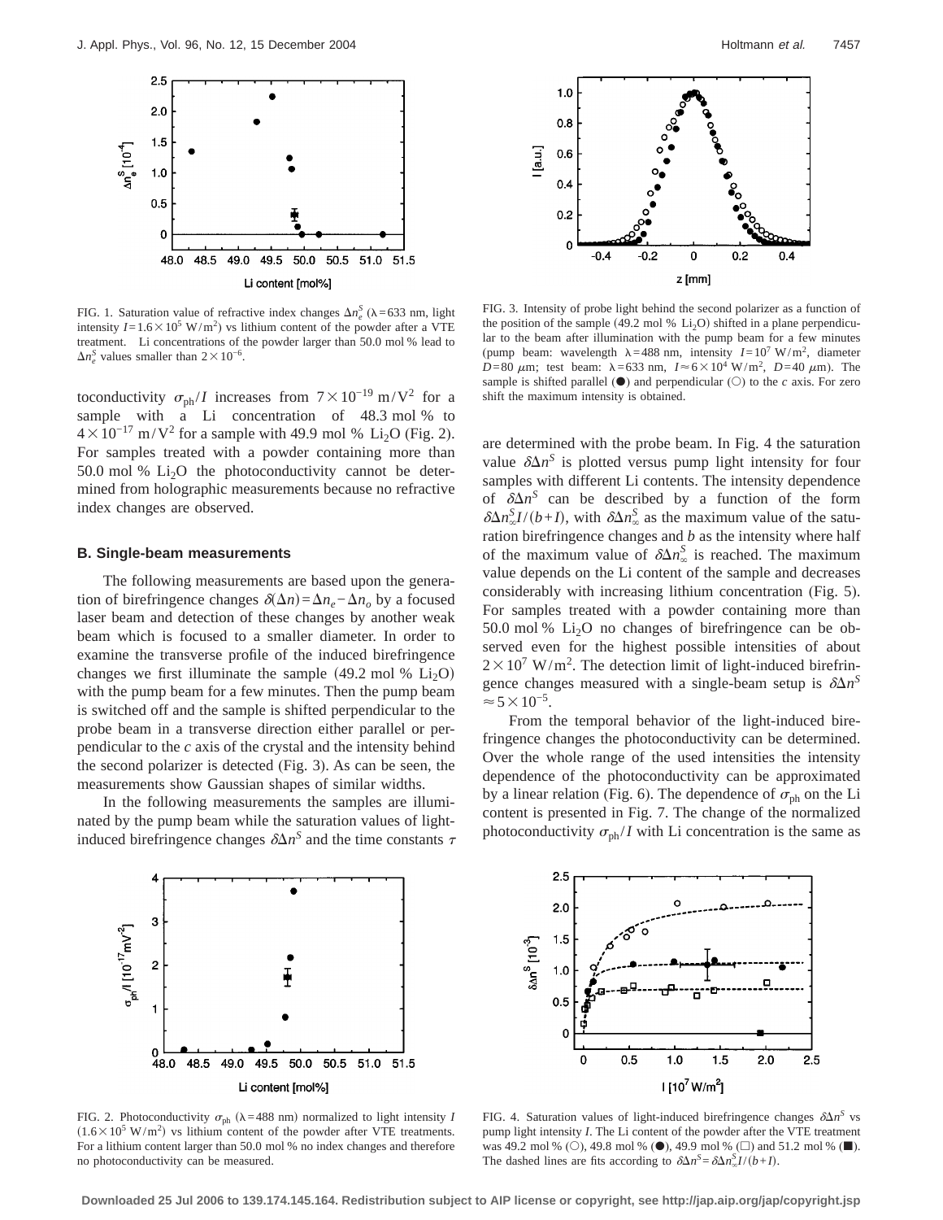FIG. 1. Saturation value of refractive index changes $\Delta n_e^S$ ($\lambda = 633$ nm, light intensity $I = 1.6 \times 10^5$ W/m$^2$) vs lithium content of the powder after a VTE treatment. Li concentrations of the powder larger than 50.0 mol % lead to $\Delta n_e^S$ values smaller than $2 \times 10^{-6}$.

toconductivity $\sigma_{ph}/I$ increases from $7 \times 10^{-19}$ m/V$^2$ for a sample with a Li concentration of 48.3 mol % to $4 \times 10^{-17}$ m/V$^2$ for a sample with 49.9 mol % $Li_2O$ (Fig. 2). For samples treated with a powder containing more than 50.0 mol % $Li_2O$ the photoconductivity cannot be determined from holographic measurements because no refractive index changes are observed.

### B. Single-beam measurements

The following measurements are based upon the generation of birefringence changes $\delta(\Delta n) = \Delta n_e - \Delta n_o$ by a focused laser beam and detection of these changes by another weak beam which is focused to a smaller diameter. In order to examine the transverse profile of the induced birefringence changes we first illuminate the sample (49.2 mol % $Li_2O$) with the pump beam for a few minutes. Then the pump beam is switched off and the sample is shifted perpendicular to the probe beam in a transverse direction either parallel or perpendicular to the $c$ axis of the crystal and the intensity behind the second polarizer is detected (Fig. 3). As can be seen, the measurements show Gaussian shapes of similar widths.

In the following measurements the samples are illuminated by the pump beam while the saturation values of light-induced birefringence changes $\delta\Delta n^S$ and the time constants $\tau$ are determined with the probe beam. In Fig. 4 the saturation value $\delta\Delta n^S$ is plotted versus pump light intensity for four samples with different Li contents. The intensity dependence of $\delta\Delta n^S$ can be described by a function of the form $\delta\Delta n_\infty^S I/(b+I)$, with $\delta\Delta n_\infty^S$ as the maximum value of the saturation birefringence changes and $b$ as the intensity where half of the maximum value of $\delta\Delta n_\infty^S$ is reached. The maximum value depends on the Li content of the sample and decreases considerably with increasing lithium concentration (Fig. 5). For samples treated with a powder containing more than 50.0 mol % $Li_2O$ no changes of birefringence can be observed even for the highest possible intensities of about $2 \times 10^7$ W/m$^2$. The detection limit of light-induced birefringence changes measured with a single-beam setup is $\delta\Delta n^S \approx 5 \times 10^{-5}$.

From the temporal behavior of the light-induced birefringence changes the photoconductivity can be determined. Over the whole range of the used intensities the intensity dependence of the photoconductivity can be approximated by a linear relation (Fig. 6). The dependence of $\sigma_{ph}$ on the Li content is presented in Fig. 7. The change of the normalized photoconductivity $\sigma_{ph}/I$ with Li concentration is the same as

FIG. 3. Intensity of probe light behind the second polarizer as a function of the position of the sample (49.2 mol % $Li_2O$) shifted in a plane perpendicular to the beam after illumination with the pump beam for a few minutes (pump beam: wavelength $\lambda = 488$ nm, intensity $I = 10^7$ W/m$^2$, diameter $D = 80$ $\mu$m; test beam: $\lambda = 633$ nm, $I \approx 6 \times 10^4$ W/m$^2$, $D = 40$ $\mu$m). The sample is shifted parallel (●) and perpendicular (○) to the $c$ axis. For zero shift the maximum intensity is obtained.

FIG. 2. Photoconductivity $\sigma_{ph}$ ($\lambda = 488$ nm) normalized to light intensity $I$ ($1.6 \times 10^5$ W/m$^2$) vs lithium content of the powder after VTE treatments. For a lithium content larger than 50.0 mol % no index changes and therefore no photoconductivity can be measured.

FIG. 4. Saturation values of light-induced birefringence changes $\delta\Delta n^S$ vs pump light intensity $I$. The Li content of the powder after the VTE treatment was 49.2 mol % (○), 49.8 mol % (●), 49.9 mol % (□) and 51.2 mol % (■). The dashed lines are fits according to $\delta\Delta n^S = \delta\Delta n_\infty^S I/(b+I)$.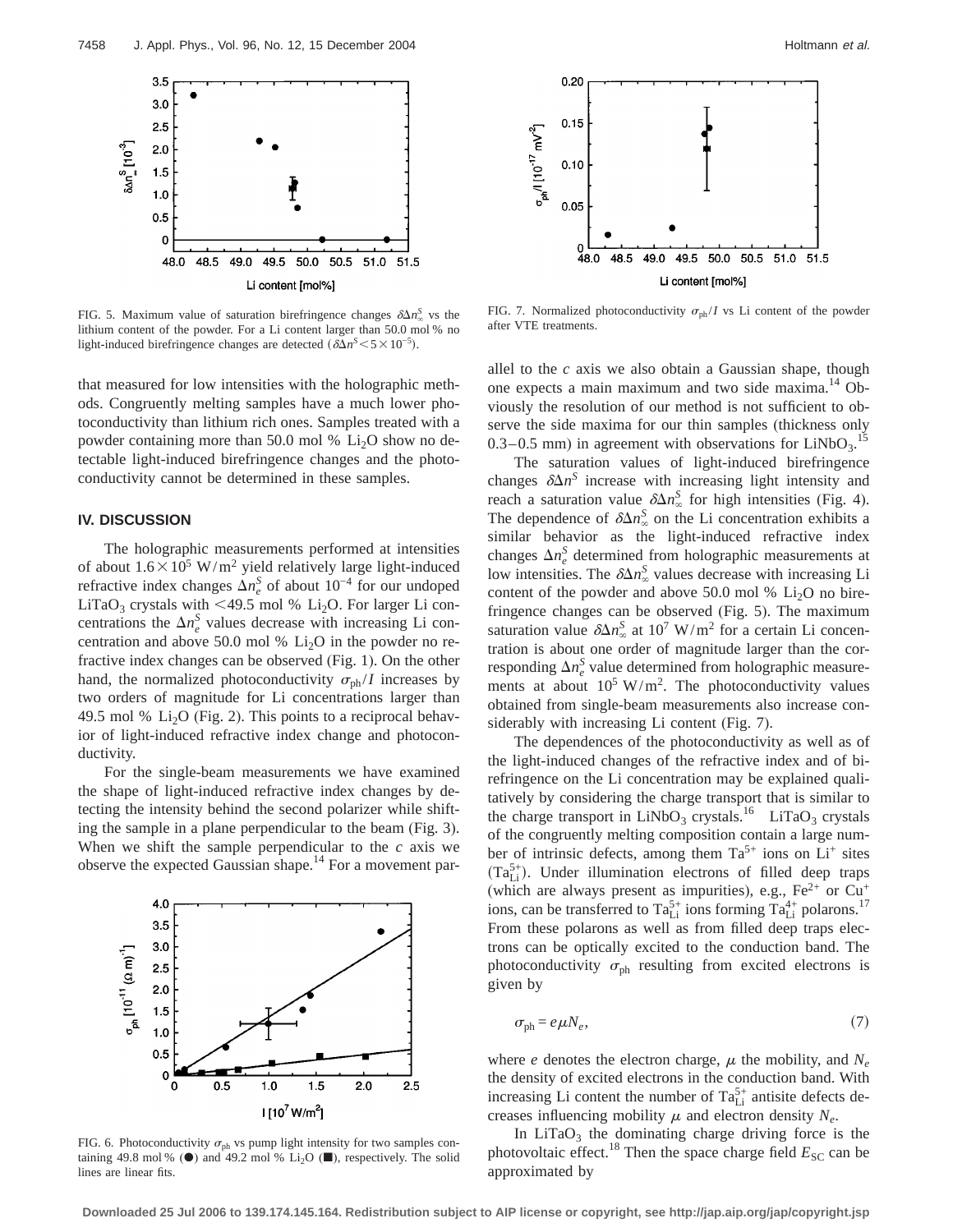FIG. 5. Maximum value of saturation birefringence changes $\delta\Delta n_\infty^S$ vs the lithium content of the powder. For a Li content larger than 50.0 mol % no light-induced birefringence changes are detected ($\delta\Delta n^S < 5\times10^{-5}$).

FIG. 7. Normalized photoconductivity $\sigma_{ph}/I$ vs Li content of the powder after VTE treatments.

that measured for low intensities with the holographic methods. Congruently melting samples have a much lower photoconductivity than lithium rich ones. Samples treated with a powder containing more than 50.0 mol % $Li_2O$ show no detectable light-induced birefringence changes and the photoconductivity cannot be determined in these samples.

## IV. DISCUSSION

The holographic measurements performed at intensities of about $1.6\times10^5$ W/m$^2$ yield relatively large light-induced refractive index changes $\Delta n_e^S$ of about $10^{-4}$ for our undoped $LiTaO_3$ crystals with <49.5 mol % $Li_2O$. For larger Li concentrations the $\Delta n_e^S$ values decrease with increasing Li concentration and above 50.0 mol % $Li_2O$ in the powder no refractive index changes can be observed (Fig. 1). On the other hand, the normalized photoconductivity $\sigma_{ph}/I$ increases by two orders of magnitude for Li concentrations larger than 49.5 mol % $Li_2O$ (Fig. 2). This points to a reciprocal behavior of light-induced refractive index change and photoconductivity.

For the single-beam measurements we have examined the shape of light-induced refractive index changes by detecting the intensity behind the second polarizer while shifting the sample in a plane perpendicular to the beam (Fig. 3). When we shift the sample perpendicular to the *c* axis we observe the expected Gaussian shape.[14] For a movement parallel to the *c* axis we also obtain a Gaussian shape, though one expects a main maximum and two side maxima.[14] Obviously the resolution of our method is not sufficient to observe the side maxima for our thin samples (thickness only 0.3–0.5 mm) in agreement with observations for $LiNbO_3$.[15]

FIG. 6. Photoconductivity $\sigma_{ph}$ vs pump light intensity for two samples containing 49.8 mol % (●) and 49.2 mol % $Li_2O$ (■), respectively. The solid lines are linear fits.

The saturation values of light-induced birefringence changes $\delta\Delta n^S$ increase with increasing light intensity and reach a saturation value $\delta\Delta n_\infty^S$ for high intensities (Fig. 4). The dependence of $\delta\Delta n_\infty^S$ on the Li concentration exhibits a similar behavior as the light-induced refractive index changes $\Delta n_e^S$ determined from holographic measurements at low intensities. The $\delta\Delta n_\infty^S$ values decrease with increasing Li content of the powder and above 50.0 mol % $Li_2O$ no birefringence changes can be observed (Fig. 5). The maximum saturation value $\delta\Delta n_\infty^S$ at $10^7$ W/m$^2$ for a certain Li concentration is about one order of magnitude larger than the corresponding $\Delta n_e^S$ value determined from holographic measurements at about $10^5$ W/m$^2$. The photoconductivity values obtained from single-beam measurements also increase considerably with increasing Li content (Fig. 7).

The dependences of the photoconductivity as well as of the light-induced changes of the refractive index and of birefringence on the Li concentration may be explained qualitatively by considering the charge transport that is similar to the charge transport in $LiNbO_3$ crystals.[16] $LiTaO_3$ crystals of the congruently melting composition contain a large number of intrinsic defects, among them $Ta^{5+}$ ions on $Li^+$ sites ($Ta_{Li}^{5+}$). Under illumination electrons of filled deep traps (which are always present as impurities), e.g., $Fe^{2+}$ or $Cu^+$ ions, can be transferred to $Ta_{Li}^{5+}$ ions forming $Ta_{Li}^{4+}$ polarons.[17] From these polarons as well as from filled deep traps electrons can be optically excited to the conduction band. The photoconductivity $\sigma_{ph}$ resulting from excited electrons is given by

$$\sigma_{ph} = e\mu N_e, \tag{7}$$

where $e$ denotes the electron charge, $\mu$ the mobility, and $N_e$ the density of excited electrons in the conduction band. With increasing Li content the number of $Ta_{Li}^{5+}$ antisite defects decreases influencing mobility $\mu$ and electron density $N_e$.

In $LiTaO_3$ the dominating charge driving force is the photovoltaic effect.[18] Then the space charge field $E_{SC}$ can be approximated by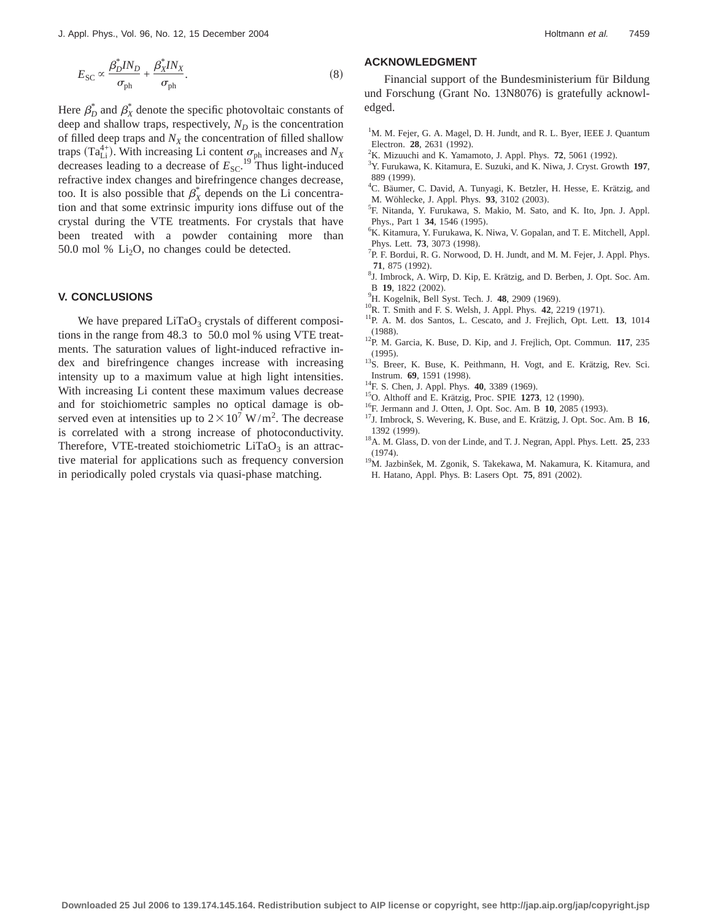$$E_{SC} \propto \frac{\beta_D^* I N_D}{\sigma_{ph}} + \frac{\beta_X^* I N_X}{\sigma_{ph}}. \tag{8}$$

Here $\beta_D^*$ and $\beta_X^*$ denote the specific photovoltaic constants of deep and shallow traps, respectively, $N_D$ is the concentration of filled deep traps and $N_X$ the concentration of filled shallow traps $(\mathrm{Ta}_{\mathrm{Li}}^{4+})$. With increasing Li content $\sigma_{ph}$ increases and $N_X$ decreases leading to a decrease of $E_{SC}$.[19] Thus light-induced refractive index changes and birefringence changes decrease, too. It is also possible that $\beta_X^*$ depends on the Li concentration and that some extrinsic impurity ions diffuse out of the crystal during the VTE treatments. For crystals that have been treated with a powder containing more than 50.0 mol % $Li_2O$, no changes could be detected.

## V. CONCLUSIONS

We have prepared $LiTaO_3$ crystals of different compositions in the range from 48.3 to 50.0 mol % using VTE treatments. The saturation values of light-induced refractive index and birefringence changes increase with increasing intensity up to a maximum value at high light intensities. With increasing Li content these maximum values decrease and for stoichiometric samples no optical damage is observed even at intensities up to $2 \times 10^7$ W/m$^2$. The decrease is correlated with a strong increase of photoconductivity. Therefore, VTE-treated stoichiometric $LiTaO_3$ is an attractive material for applications such as frequency conversion in periodically poled crystals via quasi-phase matching.

## ACKNOWLEDGMENT

Financial support of the Bundesministerium für Bildung und Forschung (Grant No. 13N8076) is gratefully acknowledged.

[1] M. M. Fejer, G. A. Magel, D. H. Jundt, and R. L. Byer, IEEE J. Quantum Electron. **28**, 2631 (1992).
[2] K. Mizuuchi and K. Yamamoto, J. Appl. Phys. **72**, 5061 (1992).
[3] Y. Furukawa, K. Kitamura, E. Suzuki, and K. Niwa, J. Cryst. Growth **197**, 889 (1999).
[4] C. Bäumer, C. David, A. Tunyagi, K. Betzler, H. Hesse, E. Krätzig, and M. Wöhlecke, J. Appl. Phys. **93**, 3102 (2003).
[5] F. Nitanda, Y. Furukawa, S. Makio, M. Sato, and K. Ito, Jpn. J. Appl. Phys., Part 1 **34**, 1546 (1995).
[6] K. Kitamura, Y. Furukawa, K. Niwa, V. Gopalan, and T. E. Mitchell, Appl. Phys. Lett. **73**, 3073 (1998).
[7] P. F. Bordui, R. G. Norwood, D. H. Jundt, and M. M. Fejer, J. Appl. Phys. **71**, 875 (1992).
[8] J. Imbrock, A. Wirp, D. Kip, E. Krätzig, and D. Berben, J. Opt. Soc. Am. B **19**, 1822 (2002).
[9] H. Kogelnik, Bell Syst. Tech. J. **48**, 2909 (1969).
[10] R. T. Smith and F. S. Welsh, J. Appl. Phys. **42**, 2219 (1971).
[11] P. A. M. dos Santos, L. Cescato, and J. Frejlich, Opt. Lett. **13**, 1014 (1988).
[12] P. M. Garcia, K. Buse, D. Kip, and J. Frejlich, Opt. Commun. **117**, 235 (1995).
[13] S. Breer, K. Buse, K. Peithmann, H. Vogt, and E. Krätzig, Rev. Sci. Instrum. **69**, 1591 (1998).
[14] F. S. Chen, J. Appl. Phys. **40**, 3389 (1969).
[15] O. Althoff and E. Krätzig, Proc. SPIE **1273**, 12 (1990).
[16] F. Jermann and J. Otten, J. Opt. Soc. Am. B **10**, 2085 (1993).
[17] J. Imbrock, S. Wevering, K. Buse, and E. Krätzig, J. Opt. Soc. Am. B **16**, 1392 (1999).
[18] A. M. Glass, D. von der Linde, and T. J. Negran, Appl. Phys. Lett. **25**, 233 (1974).
[19] M. Jazbinšek, M. Zgonik, S. Takekawa, M. Nakamura, K. Kitamura, and H. Hatano, Appl. Phys. B: Lasers Opt. **75**, 891 (2002).